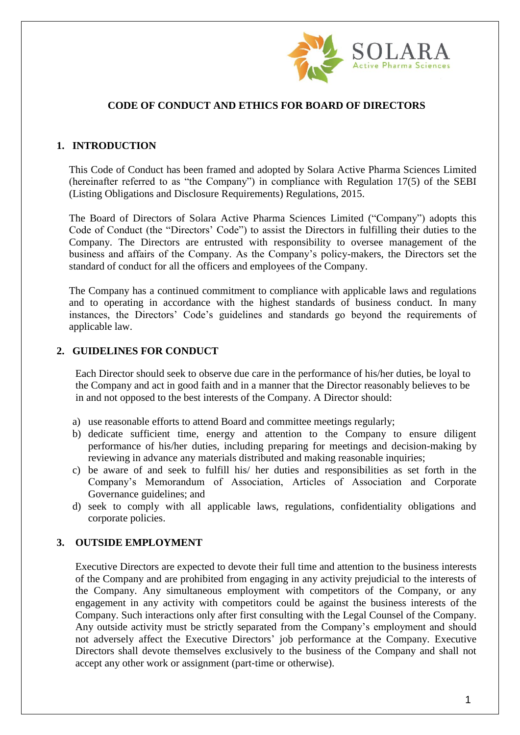SOLARA
Active Pharma Sciences

# CODE OF CONDUCT AND ETHICS FOR BOARD OF DIRECTORS

## 1. INTRODUCTION

This Code of Conduct has been framed and adopted by Solara Active Pharma Sciences Limited (hereinafter referred to as "the Company") in compliance with Regulation 17(5) of the SEBI (Listing Obligations and Disclosure Requirements) Regulations, 2015.

The Board of Directors of Solara Active Pharma Sciences Limited ("Company") adopts this Code of Conduct (the "Directors' Code") to assist the Directors in fulfilling their duties to the Company. The Directors are entrusted with responsibility to oversee management of the business and affairs of the Company. As the Company's policy-makers, the Directors set the standard of conduct for all the officers and employees of the Company.

The Company has a continued commitment to compliance with applicable laws and regulations and to operating in accordance with the highest standards of business conduct. In many instances, the Directors' Code's guidelines and standards go beyond the requirements of applicable law.

## 2. GUIDELINES FOR CONDUCT

Each Director should seek to observe due care in the performance of his/her duties, be loyal to the Company and act in good faith and in a manner that the Director reasonably believes to be in and not opposed to the best interests of the Company. A Director should:

a) use reasonable efforts to attend Board and committee meetings regularly;
b) dedicate sufficient time, energy and attention to the Company to ensure diligent performance of his/her duties, including preparing for meetings and decision-making by reviewing in advance any materials distributed and making reasonable inquiries;
c) be aware of and seek to fulfill his/ her duties and responsibilities as set forth in the Company's Memorandum of Association, Articles of Association and Corporate Governance guidelines; and
d) seek to comply with all applicable laws, regulations, confidentiality obligations and corporate policies.

## 3. OUTSIDE EMPLOYMENT

Executive Directors are expected to devote their full time and attention to the business interests of the Company and are prohibited from engaging in any activity prejudicial to the interests of the Company. Any simultaneous employment with competitors of the Company, or any engagement in any activity with competitors could be against the business interests of the Company. Such interactions only after first consulting with the Legal Counsel of the Company. Any outside activity must be strictly separated from the Company's employment and should not adversely affect the Executive Directors' job performance at the Company. Executive Directors shall devote themselves exclusively to the business of the Company and shall not accept any other work or assignment (part-time or otherwise).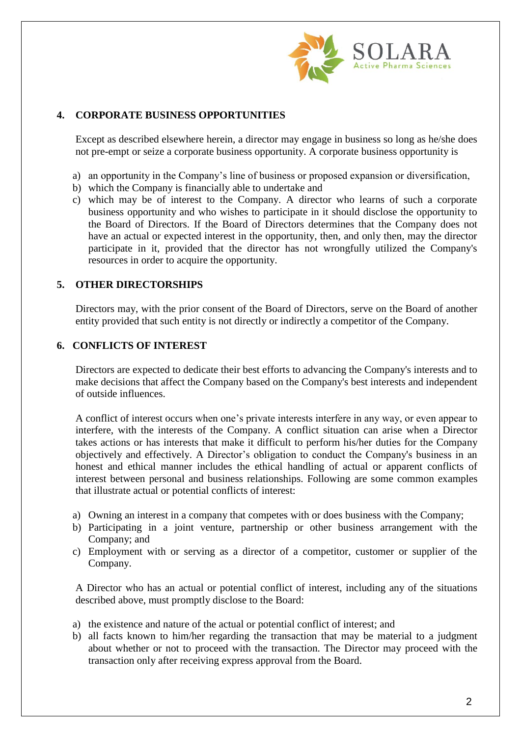## 4. CORPORATE BUSINESS OPPORTUNITIES

Except as described elsewhere herein, a director may engage in business so long as he/she does not pre-empt or seize a corporate business opportunity. A corporate business opportunity is

a) an opportunity in the Company's line of business or proposed expansion or diversification,
b) which the Company is financially able to undertake and
c) which may be of interest to the Company. A director who learns of such a corporate business opportunity and who wishes to participate in it should disclose the opportunity to the Board of Directors. If the Board of Directors determines that the Company does not have an actual or expected interest in the opportunity, then, and only then, may the director participate in it, provided that the director has not wrongfully utilized the Company's resources in order to acquire the opportunity.

## 5. OTHER DIRECTORSHIPS

Directors may, with the prior consent of the Board of Directors, serve on the Board of another entity provided that such entity is not directly or indirectly a competitor of the Company.

## 6. CONFLICTS OF INTEREST

Directors are expected to dedicate their best efforts to advancing the Company's interests and to make decisions that affect the Company based on the Company's best interests and independent of outside influences.

A conflict of interest occurs when one's private interests interfere in any way, or even appear to interfere, with the interests of the Company. A conflict situation can arise when a Director takes actions or has interests that make it difficult to perform his/her duties for the Company objectively and effectively. A Director's obligation to conduct the Company's business in an honest and ethical manner includes the ethical handling of actual or apparent conflicts of interest between personal and business relationships. Following are some common examples that illustrate actual or potential conflicts of interest:

a) Owning an interest in a company that competes with or does business with the Company;
b) Participating in a joint venture, partnership or other business arrangement with the Company; and
c) Employment with or serving as a director of a competitor, customer or supplier of the Company.

A Director who has an actual or potential conflict of interest, including any of the situations described above, must promptly disclose to the Board:

a) the existence and nature of the actual or potential conflict of interest; and
b) all facts known to him/her regarding the transaction that may be material to a judgment about whether or not to proceed with the transaction. The Director may proceed with the transaction only after receiving express approval from the Board.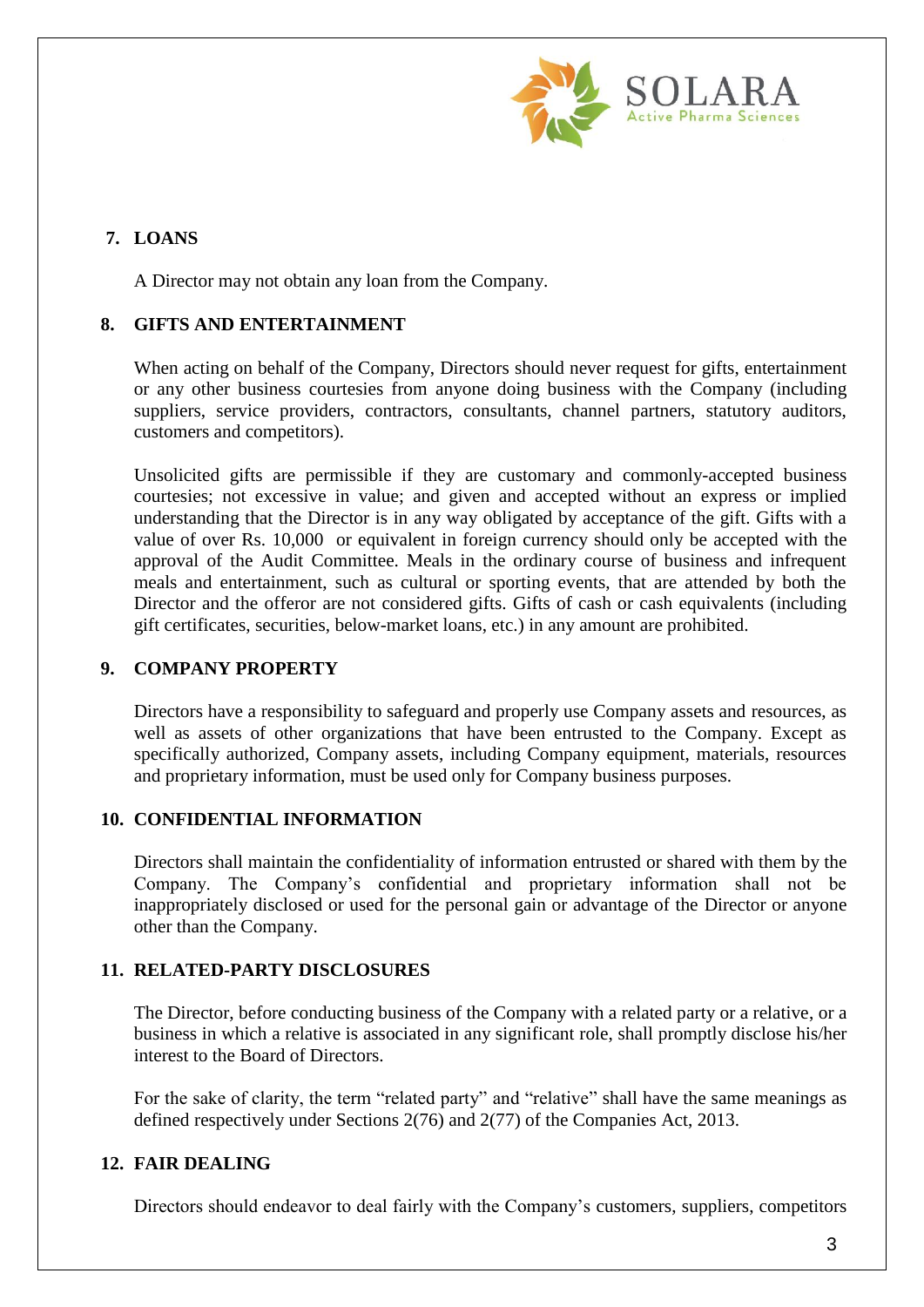## 7. LOANS

A Director may not obtain any loan from the Company.

## 8. GIFTS AND ENTERTAINMENT

When acting on behalf of the Company, Directors should never request for gifts, entertainment or any other business courtesies from anyone doing business with the Company (including suppliers, service providers, contractors, consultants, channel partners, statutory auditors, customers and competitors).

Unsolicited gifts are permissible if they are customary and commonly-accepted business courtesies; not excessive in value; and given and accepted without an express or implied understanding that the Director is in any way obligated by acceptance of the gift. Gifts with a value of over Rs. 10,000 or equivalent in foreign currency should only be accepted with the approval of the Audit Committee. Meals in the ordinary course of business and infrequent meals and entertainment, such as cultural or sporting events, that are attended by both the Director and the offeror are not considered gifts. Gifts of cash or cash equivalents (including gift certificates, securities, below-market loans, etc.) in any amount are prohibited.

## 9. COMPANY PROPERTY

Directors have a responsibility to safeguard and properly use Company assets and resources, as well as assets of other organizations that have been entrusted to the Company. Except as specifically authorized, Company assets, including Company equipment, materials, resources and proprietary information, must be used only for Company business purposes.

## 10. CONFIDENTIAL INFORMATION

Directors shall maintain the confidentiality of information entrusted or shared with them by the Company. The Company's confidential and proprietary information shall not be inappropriately disclosed or used for the personal gain or advantage of the Director or anyone other than the Company.

## 11. RELATED-PARTY DISCLOSURES

The Director, before conducting business of the Company with a related party or a relative, or a business in which a relative is associated in any significant role, shall promptly disclose his/her interest to the Board of Directors.

For the sake of clarity, the term "related party" and "relative" shall have the same meanings as defined respectively under Sections 2(76) and 2(77) of the Companies Act, 2013.

## 12. FAIR DEALING

Directors should endeavor to deal fairly with the Company's customers, suppliers, competitors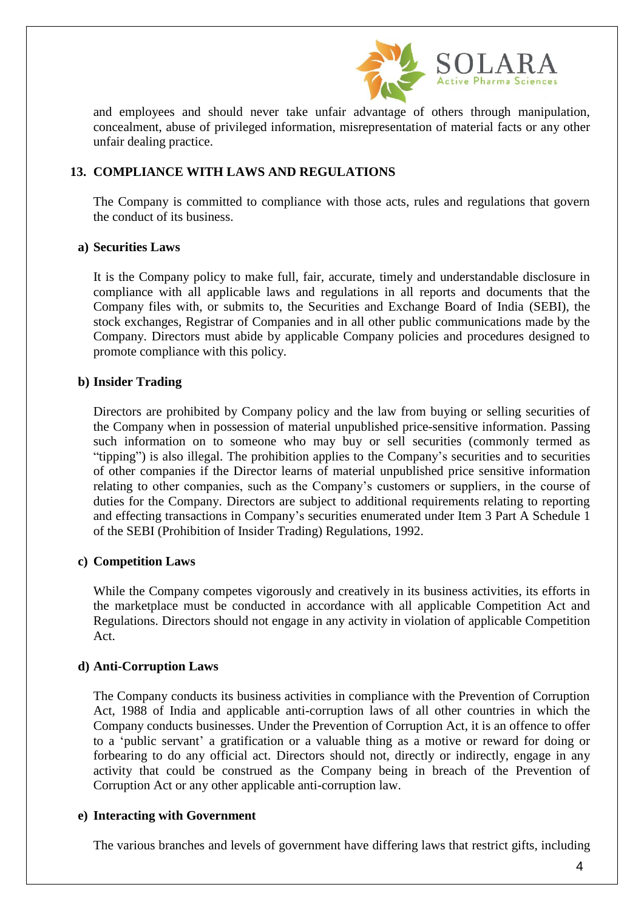and employees and should never take unfair advantage of others through manipulation, concealment, abuse of privileged information, misrepresentation of material facts or any other unfair dealing practice.

## 13. COMPLIANCE WITH LAWS AND REGULATIONS

The Company is committed to compliance with those acts, rules and regulations that govern the conduct of its business.

### a) Securities Laws

It is the Company policy to make full, fair, accurate, timely and understandable disclosure in compliance with all applicable laws and regulations in all reports and documents that the Company files with, or submits to, the Securities and Exchange Board of India (SEBI), the stock exchanges, Registrar of Companies and in all other public communications made by the Company. Directors must abide by applicable Company policies and procedures designed to promote compliance with this policy.

### b) Insider Trading

Directors are prohibited by Company policy and the law from buying or selling securities of the Company when in possession of material unpublished price-sensitive information. Passing such information on to someone who may buy or sell securities (commonly termed as "tipping") is also illegal. The prohibition applies to the Company's securities and to securities of other companies if the Director learns of material unpublished price sensitive information relating to other companies, such as the Company's customers or suppliers, in the course of duties for the Company. Directors are subject to additional requirements relating to reporting and effecting transactions in Company's securities enumerated under Item 3 Part A Schedule 1 of the SEBI (Prohibition of Insider Trading) Regulations, 1992.

### c) Competition Laws

While the Company competes vigorously and creatively in its business activities, its efforts in the marketplace must be conducted in accordance with all applicable Competition Act and Regulations. Directors should not engage in any activity in violation of applicable Competition Act.

### d) Anti-Corruption Laws

The Company conducts its business activities in compliance with the Prevention of Corruption Act, 1988 of India and applicable anti-corruption laws of all other countries in which the Company conducts businesses. Under the Prevention of Corruption Act, it is an offence to offer to a 'public servant' a gratification or a valuable thing as a motive or reward for doing or forbearing to do any official act. Directors should not, directly or indirectly, engage in any activity that could be construed as the Company being in breach of the Prevention of Corruption Act or any other applicable anti-corruption law.

### e) Interacting with Government

The various branches and levels of government have differing laws that restrict gifts, including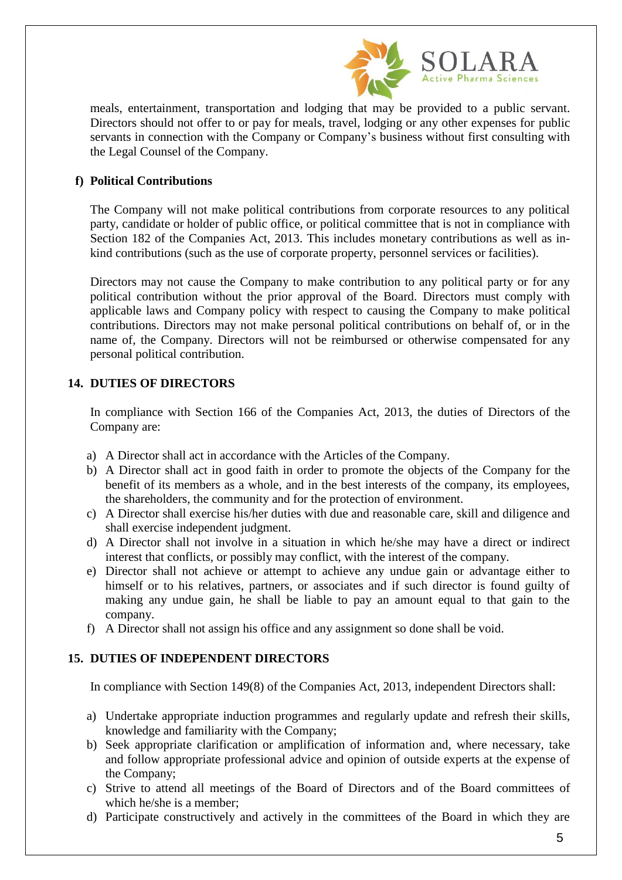meals, entertainment, transportation and lodging that may be provided to a public servant. Directors should not offer to or pay for meals, travel, lodging or any other expenses for public servants in connection with the Company or Company's business without first consulting with the Legal Counsel of the Company.

**f) Political Contributions**

The Company will not make political contributions from corporate resources to any political party, candidate or holder of public office, or political committee that is not in compliance with Section 182 of the Companies Act, 2013. This includes monetary contributions as well as in-kind contributions (such as the use of corporate property, personnel services or facilities).

Directors may not cause the Company to make contribution to any political party or for any political contribution without the prior approval of the Board. Directors must comply with applicable laws and Company policy with respect to causing the Company to make political contributions. Directors may not make personal political contributions on behalf of, or in the name of, the Company. Directors will not be reimbursed or otherwise compensated for any personal political contribution.

## 14. DUTIES OF DIRECTORS

In compliance with Section 166 of the Companies Act, 2013, the duties of Directors of the Company are:

a) A Director shall act in accordance with the Articles of the Company.
b) A Director shall act in good faith in order to promote the objects of the Company for the benefit of its members as a whole, and in the best interests of the company, its employees, the shareholders, the community and for the protection of environment.
c) A Director shall exercise his/her duties with due and reasonable care, skill and diligence and shall exercise independent judgment.
d) A Director shall not involve in a situation in which he/she may have a direct or indirect interest that conflicts, or possibly may conflict, with the interest of the company.
e) Director shall not achieve or attempt to achieve any undue gain or advantage either to himself or to his relatives, partners, or associates and if such director is found guilty of making any undue gain, he shall be liable to pay an amount equal to that gain to the company.
f) A Director shall not assign his office and any assignment so done shall be void.

## 15. DUTIES OF INDEPENDENT DIRECTORS

In compliance with Section 149(8) of the Companies Act, 2013, independent Directors shall:

a) Undertake appropriate induction programmes and regularly update and refresh their skills, knowledge and familiarity with the Company;
b) Seek appropriate clarification or amplification of information and, where necessary, take and follow appropriate professional advice and opinion of outside experts at the expense of the Company;
c) Strive to attend all meetings of the Board of Directors and of the Board committees of which he/she is a member;
d) Participate constructively and actively in the committees of the Board in which they are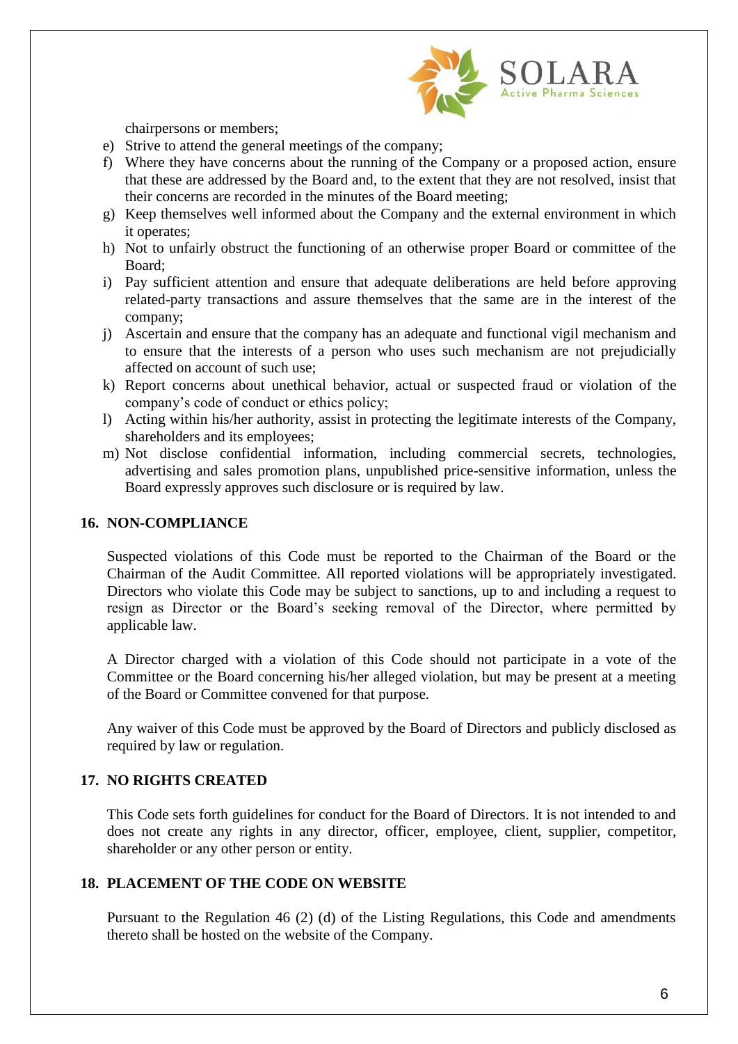chairpersons or members;

e) Strive to attend the general meetings of the company;
f) Where they have concerns about the running of the Company or a proposed action, ensure that these are addressed by the Board and, to the extent that they are not resolved, insist that their concerns are recorded in the minutes of the Board meeting;
g) Keep themselves well informed about the Company and the external environment in which it operates;
h) Not to unfairly obstruct the functioning of an otherwise proper Board or committee of the Board;
i) Pay sufficient attention and ensure that adequate deliberations are held before approving related-party transactions and assure themselves that the same are in the interest of the company;
j) Ascertain and ensure that the company has an adequate and functional vigil mechanism and to ensure that the interests of a person who uses such mechanism are not prejudicially affected on account of such use;
k) Report concerns about unethical behavior, actual or suspected fraud or violation of the company's code of conduct or ethics policy;
l) Acting within his/her authority, assist in protecting the legitimate interests of the Company, shareholders and its employees;
m) Not disclose confidential information, including commercial secrets, technologies, advertising and sales promotion plans, unpublished price-sensitive information, unless the Board expressly approves such disclosure or is required by law.

## 16. NON-COMPLIANCE

Suspected violations of this Code must be reported to the Chairman of the Board or the Chairman of the Audit Committee. All reported violations will be appropriately investigated. Directors who violate this Code may be subject to sanctions, up to and including a request to resign as Director or the Board's seeking removal of the Director, where permitted by applicable law.

A Director charged with a violation of this Code should not participate in a vote of the Committee or the Board concerning his/her alleged violation, but may be present at a meeting of the Board or Committee convened for that purpose.

Any waiver of this Code must be approved by the Board of Directors and publicly disclosed as required by law or regulation.

## 17. NO RIGHTS CREATED

This Code sets forth guidelines for conduct for the Board of Directors. It is not intended to and does not create any rights in any director, officer, employee, client, supplier, competitor, shareholder or any other person or entity.

## 18. PLACEMENT OF THE CODE ON WEBSITE

Pursuant to the Regulation 46 (2) (d) of the Listing Regulations, this Code and amendments thereto shall be hosted on the website of the Company.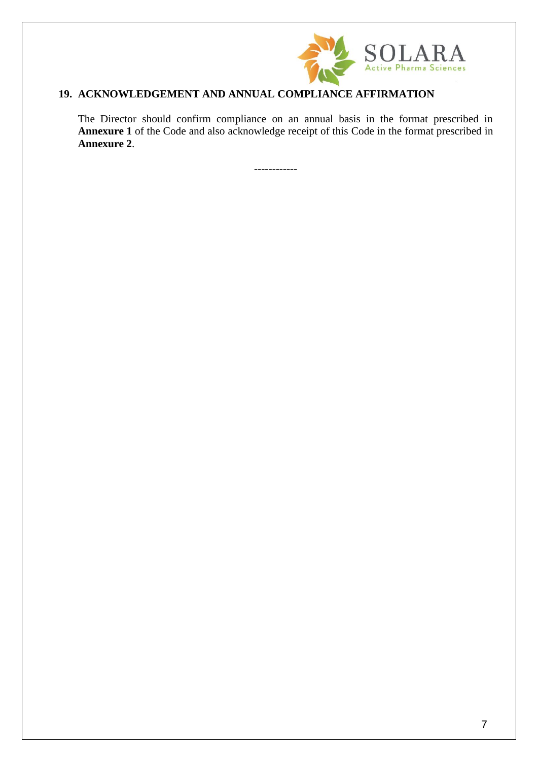## 19. ACKNOWLEDGEMENT AND ANNUAL COMPLIANCE AFFIRMATION

The Director should confirm compliance on an annual basis in the format prescribed in **Annexure 1** of the Code and also acknowledge receipt of this Code in the format prescribed in **Annexure 2**.

------------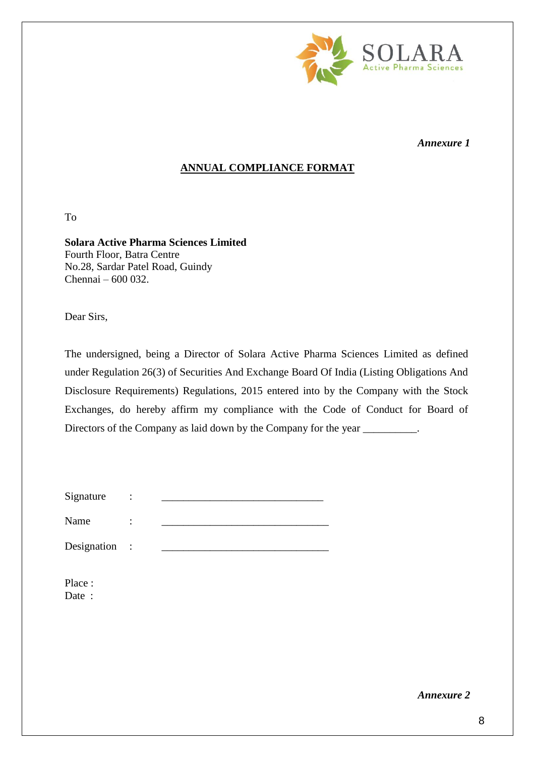*Annexure 1*

**ANNUAL COMPLIANCE FORMAT**

To

**Solara Active Pharma Sciences Limited**
Fourth Floor, Batra Centre
No.28, Sardar Patel Road, Guindy
Chennai – 600 032.

Dear Sirs,

The undersigned, being a Director of Solara Active Pharma Sciences Limited as defined under Regulation 26(3) of Securities And Exchange Board Of India (Listing Obligations And Disclosure Requirements) Regulations, 2015 entered into by the Company with the Stock Exchanges, do hereby affirm my compliance with the Code of Conduct for Board of Directors of the Company as laid down by the Company for the year __________.

Signature : ______________________________

Name : _______________________________

Designation : _______________________________

Place :
Date :

*Annexure 2*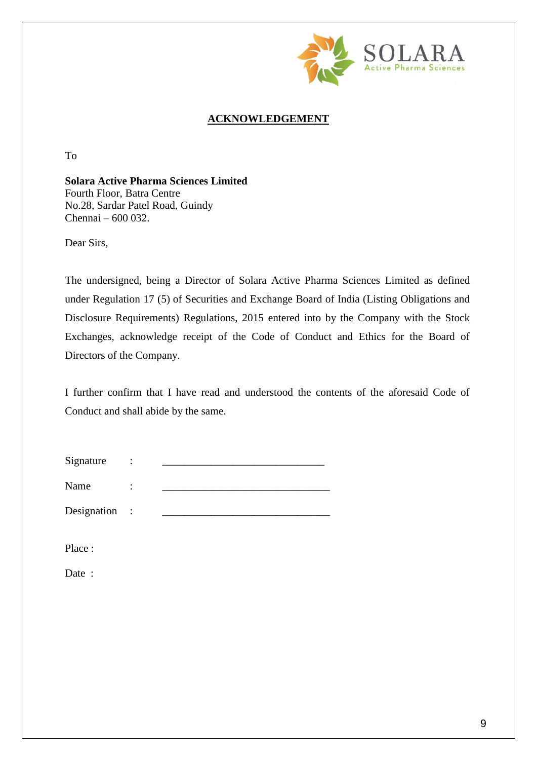SOLARA
Active Pharma Sciences

**ACKNOWLEDGEMENT**

To

**Solara Active Pharma Sciences Limited**
Fourth Floor, Batra Centre
No.28, Sardar Patel Road, Guindy
Chennai – 600 032.

Dear Sirs,

The undersigned, being a Director of Solara Active Pharma Sciences Limited as defined under Regulation 17 (5) of Securities and Exchange Board of India (Listing Obligations and Disclosure Requirements) Regulations, 2015 entered into by the Company with the Stock Exchanges, acknowledge receipt of the Code of Conduct and Ethics for the Board of Directors of the Company.

I further confirm that I have read and understood the contents of the aforesaid Code of Conduct and shall abide by the same.

Signature : ______________________________

Name : ______________________________

Designation : ______________________________

Place :

Date :